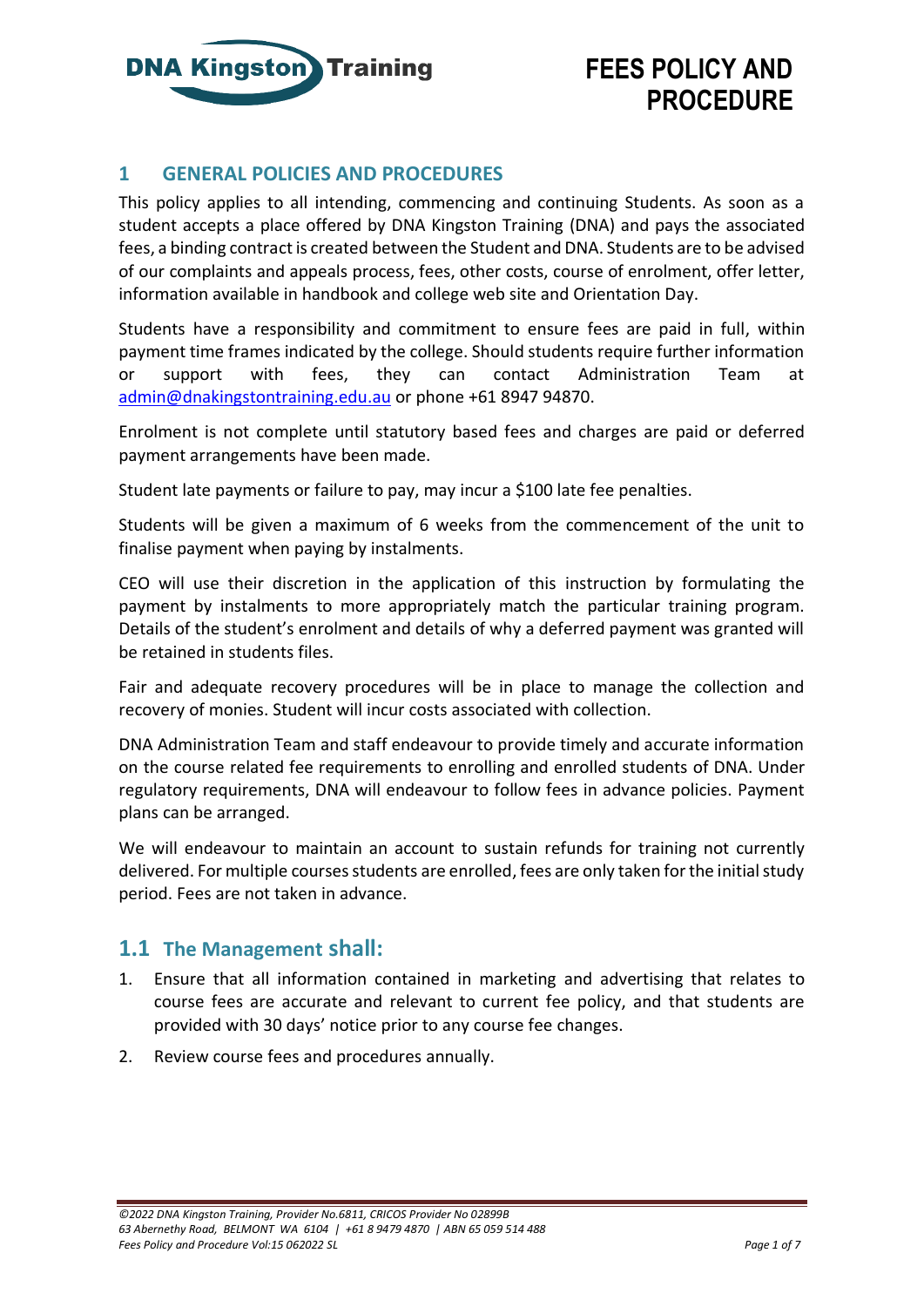# FEES POLICY AND PROCEDURE

## 1 GENERAL POLICIES AND PROCEDURES

This policy applies to all intending, commencing and continuing Students. As soon as a student accepts a place offered by DNA Kingston Training (DNA) and pays the associated fees, a binding contract is created between the Student and DNA. Students are to be advised of our complaints and appeals process, fees, other costs, course of enrolment, offer letter, information available in handbook and college web site and Orientation Day.

Students have a responsibility and commitment to ensure fees are paid in full, within payment time frames indicated by the college. Should students require further information or support with fees, they can contact Administration Team at admin@dnakingstontraining.edu.au or phone +61 8947 94870.

Enrolment is not complete until statutory based fees and charges are paid or deferred payment arrangements have been made.

Student late payments or failure to pay, may incur a $100 late fee penalties.

Students will be given a maximum of 6 weeks from the commencement of the unit to finalise payment when paying by instalments.

CEO will use their discretion in the application of this instruction by formulating the payment by instalments to more appropriately match the particular training program. Details of the student's enrolment and details of why a deferred payment was granted will be retained in students files.

Fair and adequate recovery procedures will be in place to manage the collection and recovery of monies. Student will incur costs associated with collection.

DNA Administration Team and staff endeavour to provide timely and accurate information on the course related fee requirements to enrolling and enrolled students of DNA. Under regulatory requirements, DNA will endeavour to follow fees in advance policies. Payment plans can be arranged.

We will endeavour to maintain an account to sustain refunds for training not currently delivered. For multiple courses students are enrolled, fees are only taken for the initial study period. Fees are not taken in advance.

### 1.1 The Management shall:

1. Ensure that all information contained in marketing and advertising that relates to course fees are accurate and relevant to current fee policy, and that students are provided with 30 days' notice prior to any course fee changes.
2. Review course fees and procedures annually.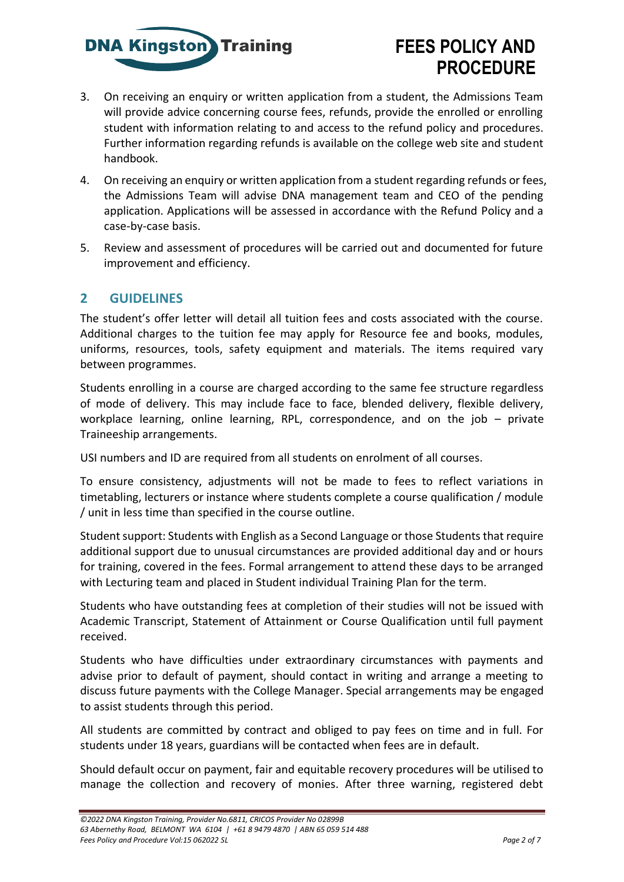3. On receiving an enquiry or written application from a student, the Admissions Team will provide advice concerning course fees, refunds, provide the enrolled or enrolling student with information relating to and access to the refund policy and procedures. Further information regarding refunds is available on the college web site and student handbook.

4. On receiving an enquiry or written application from a student regarding refunds or fees, the Admissions Team will advise DNA management team and CEO of the pending application. Applications will be assessed in accordance with the Refund Policy and a case-by-case basis.

5. Review and assessment of procedures will be carried out and documented for future improvement and efficiency.

## 2 GUIDELINES

The student's offer letter will detail all tuition fees and costs associated with the course. Additional charges to the tuition fee may apply for Resource fee and books, modules, uniforms, resources, tools, safety equipment and materials. The items required vary between programmes.

Students enrolling in a course are charged according to the same fee structure regardless of mode of delivery. This may include face to face, blended delivery, flexible delivery, workplace learning, online learning, RPL, correspondence, and on the job – private Traineeship arrangements.

USI numbers and ID are required from all students on enrolment of all courses.

To ensure consistency, adjustments will not be made to fees to reflect variations in timetabling, lecturers or instance where students complete a course qualification / module / unit in less time than specified in the course outline.

Student support: Students with English as a Second Language or those Students that require additional support due to unusual circumstances are provided additional day and or hours for training, covered in the fees. Formal arrangement to attend these days to be arranged with Lecturing team and placed in Student individual Training Plan for the term.

Students who have outstanding fees at completion of their studies will not be issued with Academic Transcript, Statement of Attainment or Course Qualification until full payment received.

Students who have difficulties under extraordinary circumstances with payments and advise prior to default of payment, should contact in writing and arrange a meeting to discuss future payments with the College Manager. Special arrangements may be engaged to assist students through this period.

All students are committed by contract and obliged to pay fees on time and in full. For students under 18 years, guardians will be contacted when fees are in default.

Should default occur on payment, fair and equitable recovery procedures will be utilised to manage the collection and recovery of monies. After three warning, registered debt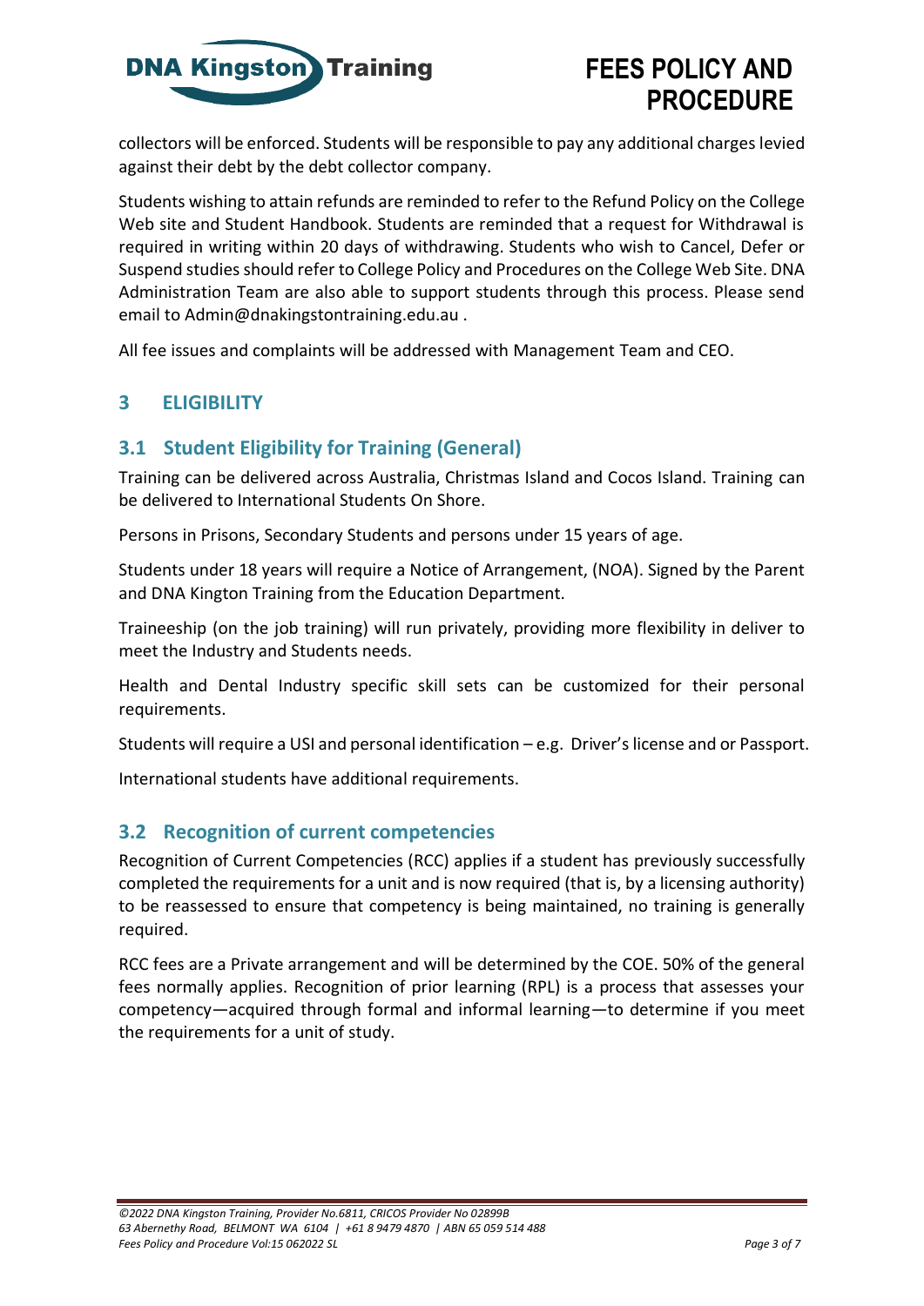collectors will be enforced. Students will be responsible to pay any additional charges levied against their debt by the debt collector company.

Students wishing to attain refunds are reminded to refer to the Refund Policy on the College Web site and Student Handbook. Students are reminded that a request for Withdrawal is required in writing within 20 days of withdrawing. Students who wish to Cancel, Defer or Suspend studies should refer to College Policy and Procedures on the College Web Site. DNA Administration Team are also able to support students through this process. Please send email to Admin@dnakingstontraining.edu.au .

All fee issues and complaints will be addressed with Management Team and CEO.

## 3 ELIGIBILITY

### 3.1 Student Eligibility for Training (General)

Training can be delivered across Australia, Christmas Island and Cocos Island. Training can be delivered to International Students On Shore.

Persons in Prisons, Secondary Students and persons under 15 years of age.

Students under 18 years will require a Notice of Arrangement, (NOA). Signed by the Parent and DNA Kington Training from the Education Department.

Traineeship (on the job training) will run privately, providing more flexibility in deliver to meet the Industry and Students needs.

Health and Dental Industry specific skill sets can be customized for their personal requirements.

Students will require a USI and personal identification – e.g. Driver's license and or Passport.

International students have additional requirements.

### 3.2 Recognition of current competencies

Recognition of Current Competencies (RCC) applies if a student has previously successfully completed the requirements for a unit and is now required (that is, by a licensing authority) to be reassessed to ensure that competency is being maintained, no training is generally required.

RCC fees are a Private arrangement and will be determined by the COE. 50% of the general fees normally applies. Recognition of prior learning (RPL) is a process that assesses your competency—acquired through formal and informal learning—to determine if you meet the requirements for a unit of study.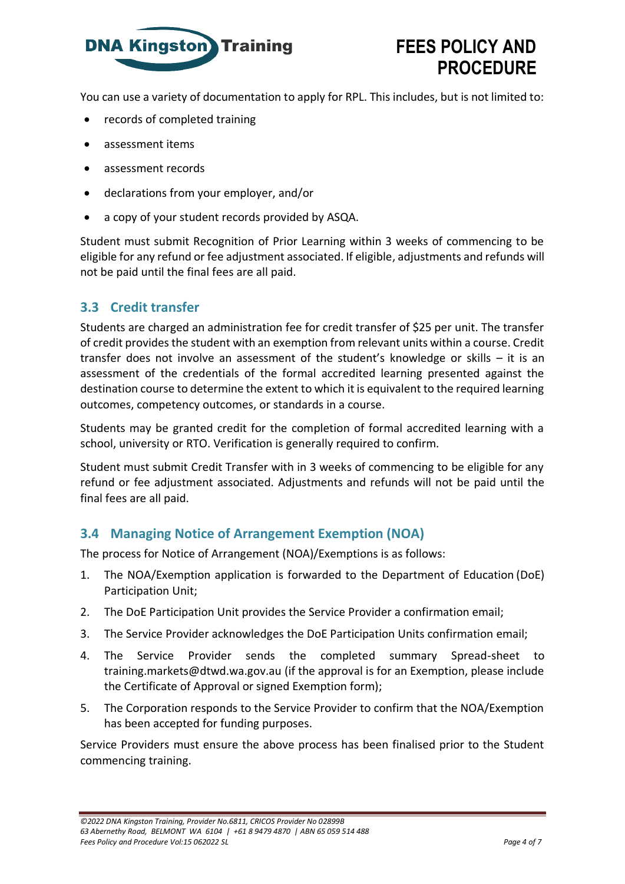You can use a variety of documentation to apply for RPL. This includes, but is not limited to:

- records of completed training
- assessment items
- assessment records
- declarations from your employer, and/or
- a copy of your student records provided by ASQA.

Student must submit Recognition of Prior Learning within 3 weeks of commencing to be eligible for any refund or fee adjustment associated. If eligible, adjustments and refunds will not be paid until the final fees are all paid.

## 3.3 Credit transfer

Students are charged an administration fee for credit transfer of $25 per unit. The transfer of credit provides the student with an exemption from relevant units within a course. Credit transfer does not involve an assessment of the student's knowledge or skills – it is an assessment of the credentials of the formal accredited learning presented against the destination course to determine the extent to which it is equivalent to the required learning outcomes, competency outcomes, or standards in a course.

Students may be granted credit for the completion of formal accredited learning with a school, university or RTO. Verification is generally required to confirm.

Student must submit Credit Transfer with in 3 weeks of commencing to be eligible for any refund or fee adjustment associated. Adjustments and refunds will not be paid until the final fees are all paid.

## 3.4 Managing Notice of Arrangement Exemption (NOA)

The process for Notice of Arrangement (NOA)/Exemptions is as follows:

1. The NOA/Exemption application is forwarded to the Department of Education (DoE) Participation Unit;
2. The DoE Participation Unit provides the Service Provider a confirmation email;
3. The Service Provider acknowledges the DoE Participation Units confirmation email;
4. The Service Provider sends the completed summary Spread-sheet to training.markets@dtwd.wa.gov.au (if the approval is for an Exemption, please include the Certificate of Approval or signed Exemption form);
5. The Corporation responds to the Service Provider to confirm that the NOA/Exemption has been accepted for funding purposes.

Service Providers must ensure the above process has been finalised prior to the Student commencing training.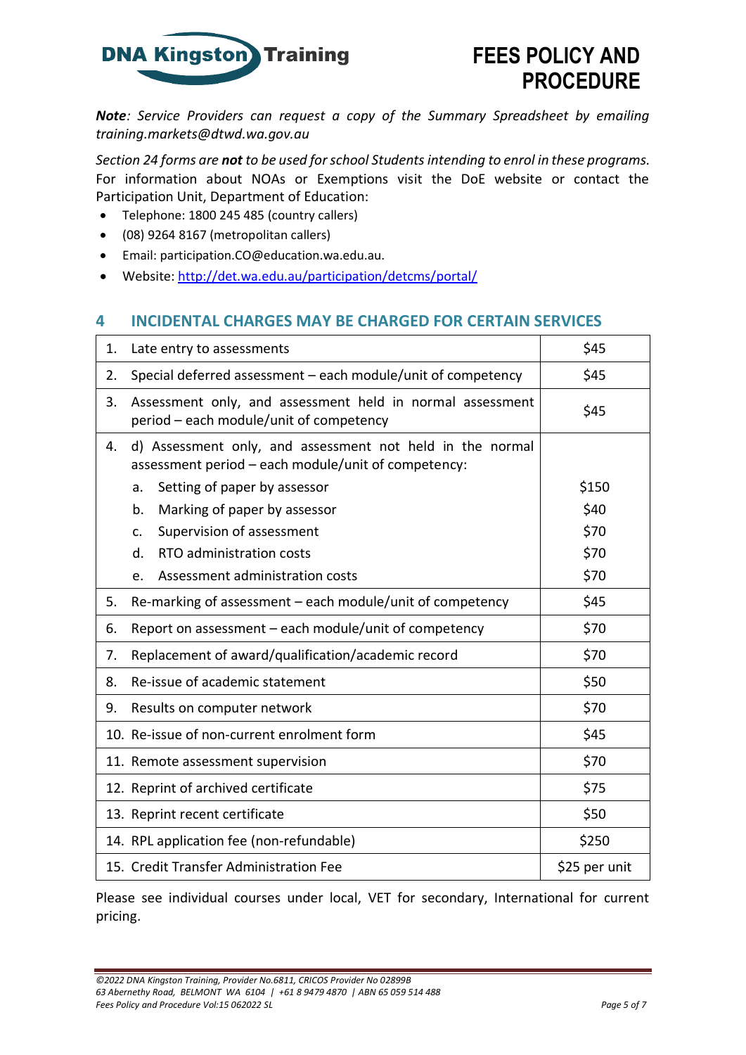*__Note__: Service Providers can request a copy of the Summary Spreadsheet by emailing training.markets@dtwd.wa.gov.au*

*Section 24 forms are **not** to be used for school Students intending to enrol in these programs.*
For information about NOAs or Exemptions visit the DoE website or contact the Participation Unit, Department of Education:

- Telephone: 1800 245 485 (country callers)
- (08) 9264 8167 (metropolitan callers)
- Email: participation.CO@education.wa.edu.au.
- Website: http://det.wa.edu.au/participation/detcms/portal/

## 4 INCIDENTAL CHARGES MAY BE CHARGED FOR CERTAIN SERVICES

| Service | Charge |
|---|---|
| 1. Late entry to assessments | $45 |
| 2. Special deferred assessment – each module/unit of competency | $45 |
| 3. Assessment only, and assessment held in normal assessment period – each module/unit of competency | $45 |
| 4. d) Assessment only, and assessment not held in the normal assessment period – each module/unit of competency: | |
| a. Setting of paper by assessor | $150 |
| b. Marking of paper by assessor | $40 |
| c. Supervision of assessment | $70 |
| d. RTO administration costs | $70 |
| e. Assessment administration costs | $70 |
| 5. Re-marking of assessment – each module/unit of competency | $45 |
| 6. Report on assessment – each module/unit of competency | $70 |
| 7. Replacement of award/qualification/academic record | $70 |
| 8. Re-issue of academic statement | $50 |
| 9. Results on computer network | $70 |
| 10. Re-issue of non-current enrolment form | $45 |
| 11. Remote assessment supervision | $70 |
| 12. Reprint of archived certificate | $75 |
| 13. Reprint recent certificate | $50 |
| 14. RPL application fee (non-refundable) | $250 |
| 15. Credit Transfer Administration Fee | $25 per unit |

Please see individual courses under local, VET for secondary, International for current pricing.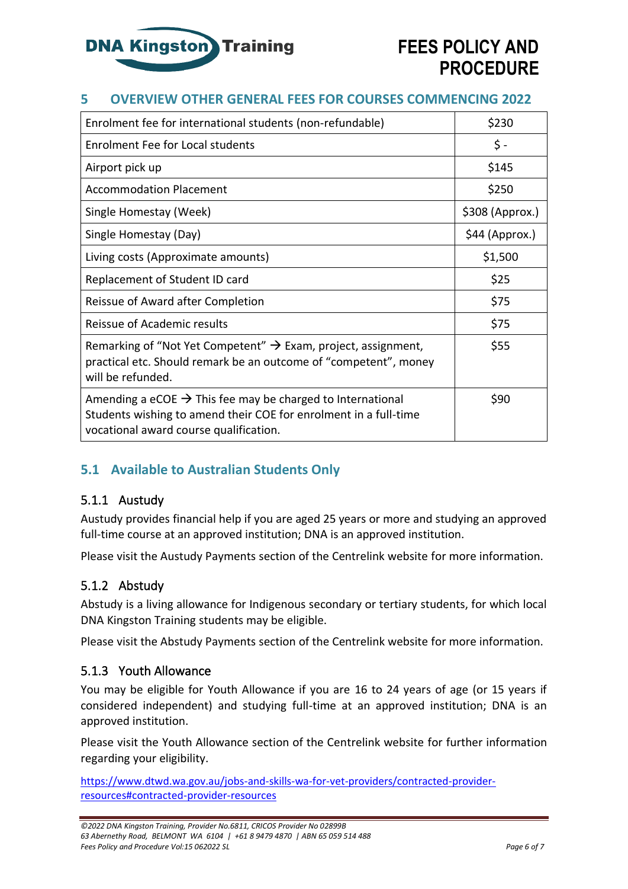## 5 OVERVIEW OTHER GENERAL FEES FOR COURSES COMMENCING 2022

| Enrolment fee for international students (non-refundable) | $230 |
|---|---|
| Enrolment Fee for Local students | $ - |
| Airport pick up | $145 |
| Accommodation Placement | $250 |
| Single Homestay (Week) | $308 (Approx.) |
| Single Homestay (Day) | $44 (Approx.) |
| Living costs (Approximate amounts) | $1,500 |
| Replacement of Student ID card | $25 |
| Reissue of Award after Completion | $75 |
| Reissue of Academic results | $75 |
| Remarking of "Not Yet Competent" → Exam, project, assignment, practical etc. Should remark be an outcome of "competent", money will be refunded. | $55 |
| Amending a eCOE → This fee may be charged to International Students wishing to amend their COE for enrolment in a full-time vocational award course qualification. | $90 |

### 5.1 Available to Australian Students Only

#### 5.1.1 Austudy

Austudy provides financial help if you are aged 25 years or more and studying an approved full-time course at an approved institution; DNA is an approved institution.

Please visit the Austudy Payments section of the Centrelink website for more information.

#### 5.1.2 Abstudy

Abstudy is a living allowance for Indigenous secondary or tertiary students, for which local DNA Kingston Training students may be eligible.

Please visit the Abstudy Payments section of the Centrelink website for more information.

#### 5.1.3 Youth Allowance

You may be eligible for Youth Allowance if you are 16 to 24 years of age (or 15 years if considered independent) and studying full-time at an approved institution; DNA is an approved institution.

Please visit the Youth Allowance section of the Centrelink website for further information regarding your eligibility.

https://www.dtwd.wa.gov.au/jobs-and-skills-wa-for-vet-providers/contracted-provider-resources#contracted-provider-resources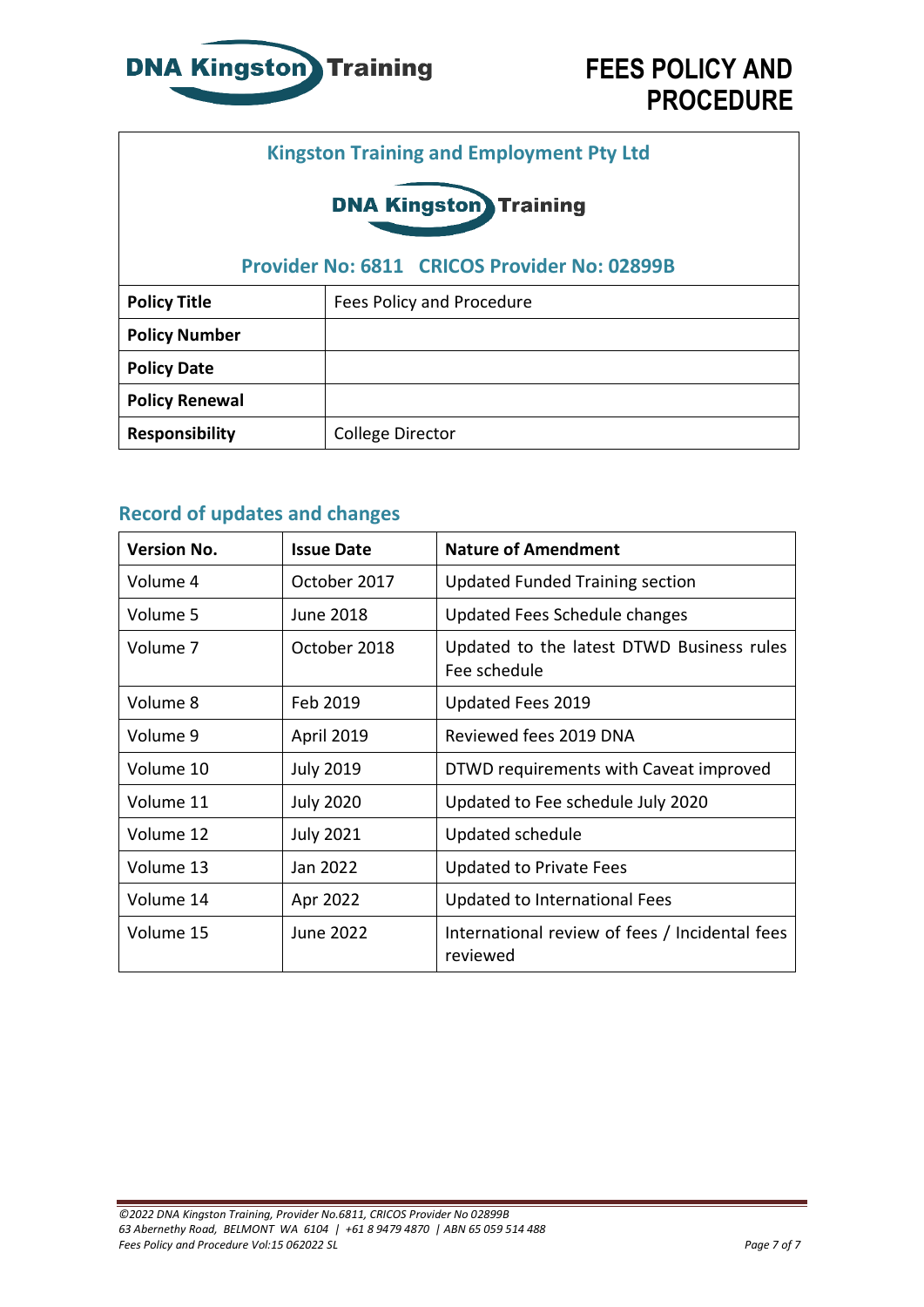**Kingston Training and Employment Pty Ltd**

**DNA Kingston Training**

**Provider No: 6811   CRICOS Provider No: 02899B**

| | |
|---|---|
| **Policy Title** | Fees Policy and Procedure |
| **Policy Number** | |
| **Policy Date** | |
| **Policy Renewal** | |
| **Responsibility** | College Director |

## Record of updates and changes

| Version No. | Issue Date | Nature of Amendment |
|---|---|---|
| Volume 4 | October 2017 | Updated Funded Training section |
| Volume 5 | June 2018 | Updated Fees Schedule changes |
| Volume 7 | October 2018 | Updated to the latest DTWD Business rules Fee schedule |
| Volume 8 | Feb 2019 | Updated Fees 2019 |
| Volume 9 | April 2019 | Reviewed fees 2019 DNA |
| Volume 10 | July 2019 | DTWD requirements with Caveat improved |
| Volume 11 | July 2020 | Updated to Fee schedule July 2020 |
| Volume 12 | July 2021 | Updated schedule |
| Volume 13 | Jan 2022 | Updated to Private Fees |
| Volume 14 | Apr 2022 | Updated to International Fees |
| Volume 15 | June 2022 | International review of fees / Incidental fees reviewed |